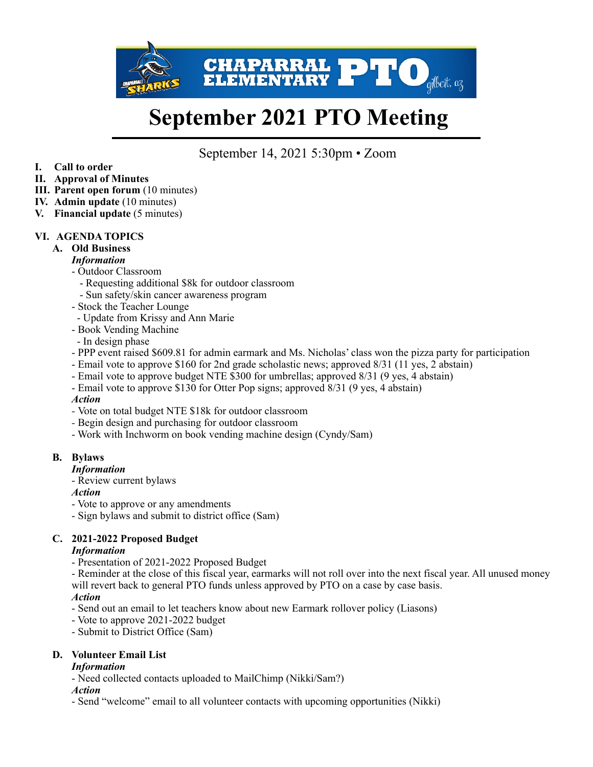# September 2021 PTO Meeting

September 14, 2021 5:30pm • Zoom

I. **Call to order**
II. **Approval of Minutes**
III. **Parent open forum** (10 minutes)
IV. **Admin update** (10 minutes)
V. **Financial update** (5 minutes)

## VI. AGENDA TOPICS

### A. Old Business

***Information***

- Outdoor Classroom
  - Requesting additional $8k for outdoor classroom
  - Sun safety/skin cancer awareness program
- Stock the Teacher Lounge
  - Update from Krissy and Ann Marie
- Book Vending Machine
  - In design phase
- PPP event raised $609.81 for admin earmark and Ms. Nicholas' class won the pizza party for participation
- Email vote to approve $160 for 2nd grade scholastic news; approved 8/31 (11 yes, 2 abstain)
- Email vote to approve budget NTE $300 for umbrellas; approved 8/31 (9 yes, 4 abstain)
- Email vote to approve $130 for Otter Pop signs; approved 8/31 (9 yes, 4 abstain)

***Action***

- Vote on total budget NTE $18k for outdoor classroom
- Begin design and purchasing for outdoor classroom
- Work with Inchworm on book vending machine design (Cyndy/Sam)

### B. Bylaws

***Information***

- Review current bylaws

***Action***

- Vote to approve or any amendments
- Sign bylaws and submit to district office (Sam)

### C. 2021-2022 Proposed Budget

***Information***

- Presentation of 2021-2022 Proposed Budget
- Reminder at the close of this fiscal year, earmarks will not roll over into the next fiscal year. All unused money will revert back to general PTO funds unless approved by PTO on a case by case basis.

***Action***

- Send out an email to let teachers know about new Earmark rollover policy (Liasons)
- Vote to approve 2021-2022 budget
- Submit to District Office (Sam)

### D. Volunteer Email List

***Information***

- Need collected contacts uploaded to MailChimp (Nikki/Sam?)

***Action***

- Send "welcome" email to all volunteer contacts with upcoming opportunities (Nikki)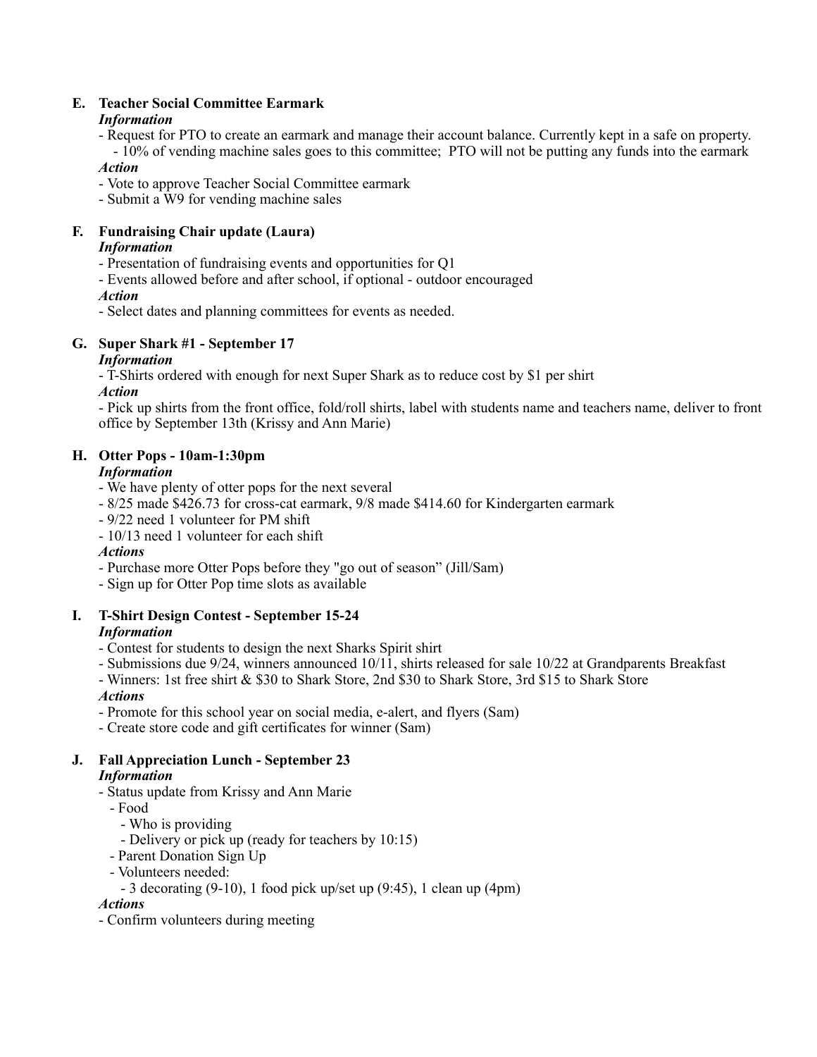### E. Teacher Social Committee Earmark

***Information***

- Request for PTO to create an earmark and manage their account balance. Currently kept in a safe on property.
  - 10% of vending machine sales goes to this committee;  PTO will not be putting any funds into the earmark

***Action***

- Vote to approve Teacher Social Committee earmark
- Submit a W9 for vending machine sales

### F. Fundraising Chair update (Laura)

***Information***

- Presentation of fundraising events and opportunities for Q1
- Events allowed before and after school, if optional - outdoor encouraged

***Action***

- Select dates and planning committees for events as needed.

### G. Super Shark #1 - September 17

***Information***

- T-Shirts ordered with enough for next Super Shark as to reduce cost by $1 per shirt

***Action***

- Pick up shirts from the front office, fold/roll shirts, label with students name and teachers name, deliver to front office by September 13th (Krissy and Ann Marie)

### H. Otter Pops - 10am-1:30pm

***Information***

- We have plenty of otter pops for the next several
- 8/25 made $426.73 for cross-cat earmark, 9/8 made $414.60 for Kindergarten earmark
- 9/22 need 1 volunteer for PM shift
- 10/13 need 1 volunteer for each shift

***Actions***

- Purchase more Otter Pops before they "go out of season" (Jill/Sam)
- Sign up for Otter Pop time slots as available

### I. T-Shirt Design Contest - September 15-24

***Information***

- Contest for students to design the next Sharks Spirit shirt
- Submissions due 9/24, winners announced 10/11, shirts released for sale 10/22 at Grandparents Breakfast
- Winners: 1st free shirt & $30 to Shark Store, 2nd $30 to Shark Store, 3rd $15 to Shark Store

***Actions***

- Promote for this school year on social media, e-alert, and flyers (Sam)
- Create store code and gift certificates for winner (Sam)

### J. Fall Appreciation Lunch - September 23

***Information***

- Status update from Krissy and Ann Marie
  - Food
    - Who is providing
    - Delivery or pick up (ready for teachers by 10:15)
  - Parent Donation Sign Up
  - Volunteers needed:
    - 3 decorating (9-10), 1 food pick up/set up (9:45), 1 clean up (4pm)

***Actions***

- Confirm volunteers during meeting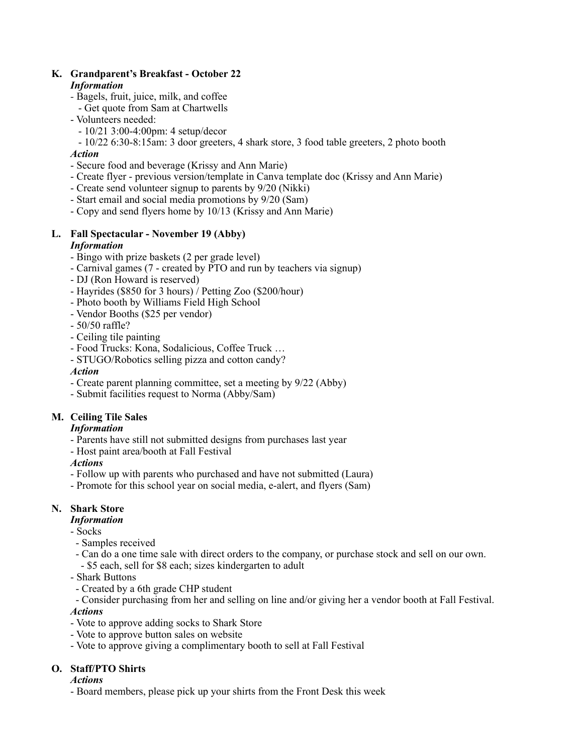**K. Grandparent's Breakfast - October 22**

***Information***

- Bagels, fruit, juice, milk, and coffee
  - Get quote from Sam at Chartwells
- Volunteers needed:
  - 10/21 3:00-4:00pm: 4 setup/decor
  - 10/22 6:30-8:15am: 3 door greeters, 4 shark store, 3 food table greeters, 2 photo booth

***Action***

- Secure food and beverage (Krissy and Ann Marie)
- Create flyer - previous version/template in Canva template doc (Krissy and Ann Marie)
- Create send volunteer signup to parents by 9/20 (Nikki)
- Start email and social media promotions by 9/20 (Sam)
- Copy and send flyers home by 10/13 (Krissy and Ann Marie)

**L. Fall Spectacular - November 19 (Abby)**

***Information***

- Bingo with prize baskets (2 per grade level)
- Carnival games (7 - created by PTO and run by teachers via signup)
- DJ (Ron Howard is reserved)
- Hayrides ($850 for 3 hours) / Petting Zoo ($200/hour)
- Photo booth by Williams Field High School
- Vendor Booths ($25 per vendor)
- 50/50 raffle?
- Ceiling tile painting
- Food Trucks: Kona, Sodalicious, Coffee Truck …
- STUGO/Robotics selling pizza and cotton candy?

***Action***

- Create parent planning committee, set a meeting by 9/22 (Abby)
- Submit facilities request to Norma (Abby/Sam)

**M. Ceiling Tile Sales**

***Information***

- Parents have still not submitted designs from purchases last year
- Host paint area/booth at Fall Festival

***Actions***

- Follow up with parents who purchased and have not submitted (Laura)
- Promote for this school year on social media, e-alert, and flyers (Sam)

**N. Shark Store**

***Information***

- Socks
  - Samples received
  - Can do a one time sale with direct orders to the company, or purchase stock and sell on our own.
    - $5 each, sell for $8 each; sizes kindergarten to adult
- Shark Buttons
  - Created by a 6th grade CHP student
  - Consider purchasing from her and selling on line and/or giving her a vendor booth at Fall Festival.

***Actions***

- Vote to approve adding socks to Shark Store
- Vote to approve button sales on website
- Vote to approve giving a complimentary booth to sell at Fall Festival

**O. Staff/PTO Shirts**

***Actions***

- Board members, please pick up your shirts from the Front Desk this week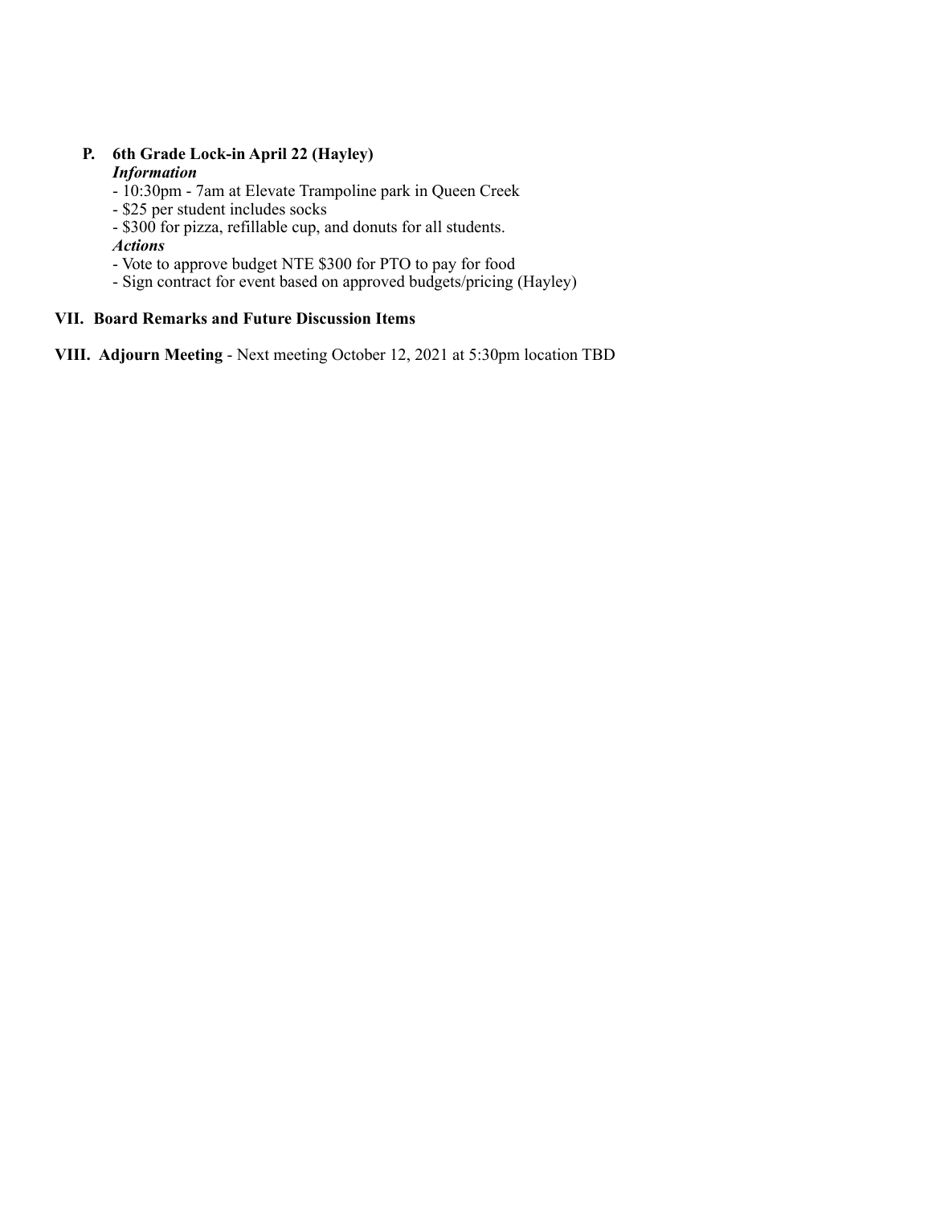**P. 6th Grade Lock-in April 22 (Hayley)**

***Information***

- 10:30pm - 7am at Elevate Trampoline park in Queen Creek
- $25 per student includes socks
- $300 for pizza, refillable cup, and donuts for all students.

***Actions***

- Vote to approve budget NTE $300 for PTO to pay for food
- Sign contract for event based on approved budgets/pricing (Hayley)

**VII. Board Remarks and Future Discussion Items**

**VIII. Adjourn Meeting** - Next meeting October 12, 2021 at 5:30pm location TBD